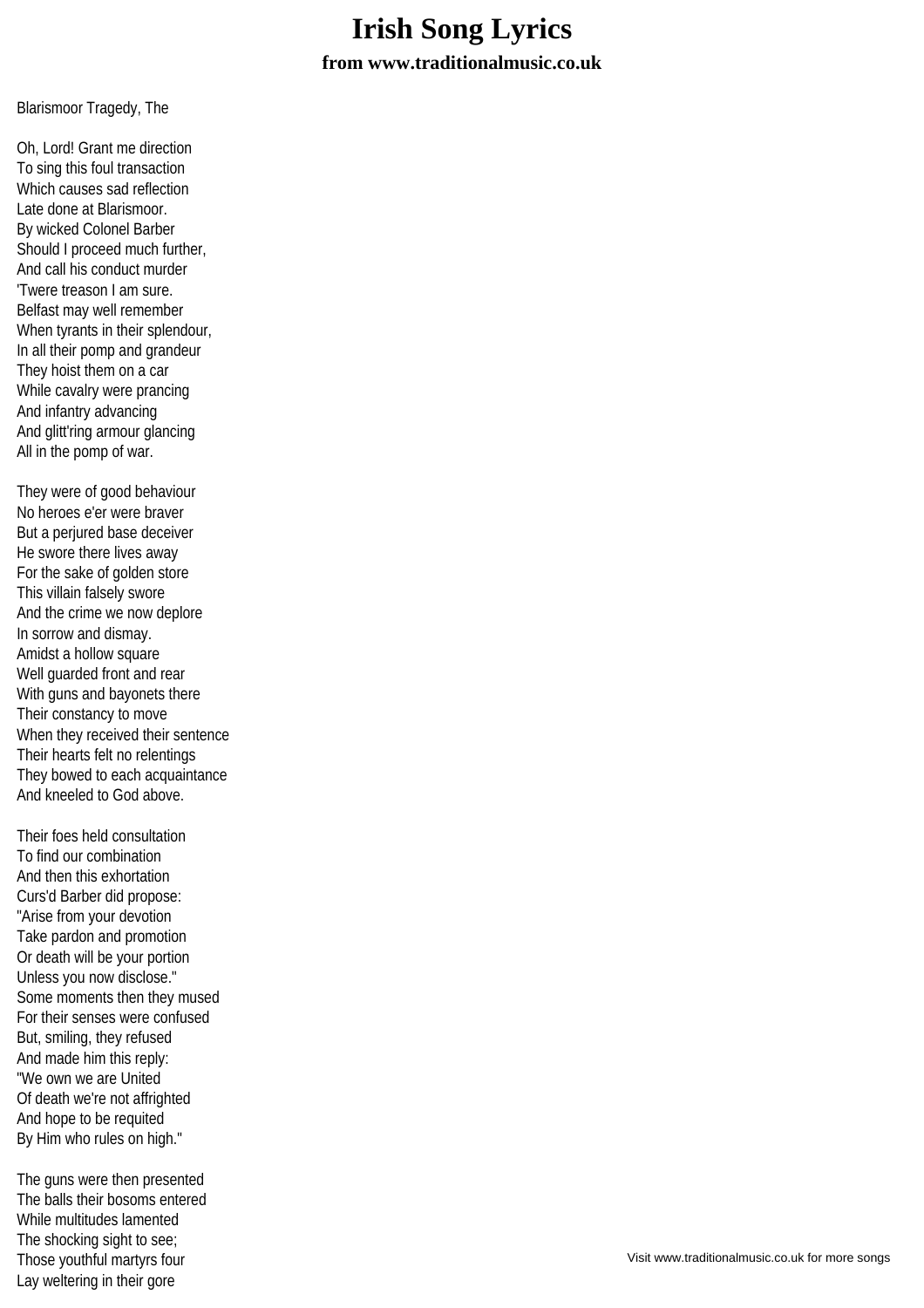# Irish Song Lyrics

**from www.traditionalmusic.co.uk**

Blarismoor Tragedy, The

Oh, Lord! Grant me direction
To sing this foul transaction
Which causes sad reflection
Late done at Blarismoor.
By wicked Colonel Barber
Should I proceed much further,
And call his conduct murder
'Twere treason I am sure.
Belfast may well remember
When tyrants in their splendour,
In all their pomp and grandeur
They hoist them on a car
While cavalry were prancing
And infantry advancing
And glitt'ring armour glancing
All in the pomp of war.

They were of good behaviour
No heroes e'er were braver
But a perjured base deceiver
He swore there lives away
For the sake of golden store
This villain falsely swore
And the crime we now deplore
In sorrow and dismay.
Amidst a hollow square
Well guarded front and rear
With guns and bayonets there
Their constancy to move
When they received their sentence
Their hearts felt no relentings
They bowed to each acquaintance
And kneeled to God above.

Their foes held consultation
To find our combination
And then this exhortation
Curs'd Barber did propose:
"Arise from your devotion
Take pardon and promotion
Or death will be your portion
Unless you now disclose."
Some moments then they mused
For their senses were confused
But, smiling, they refused
And made him this reply:
"We own we are United
Of death we're not affrighted
And hope to be requited
By Him who rules on high."

The guns were then presented
The balls their bosoms entered
While multitudes lamented
The shocking sight to see;
Those youthful martyrs four
Lay weltering in their gore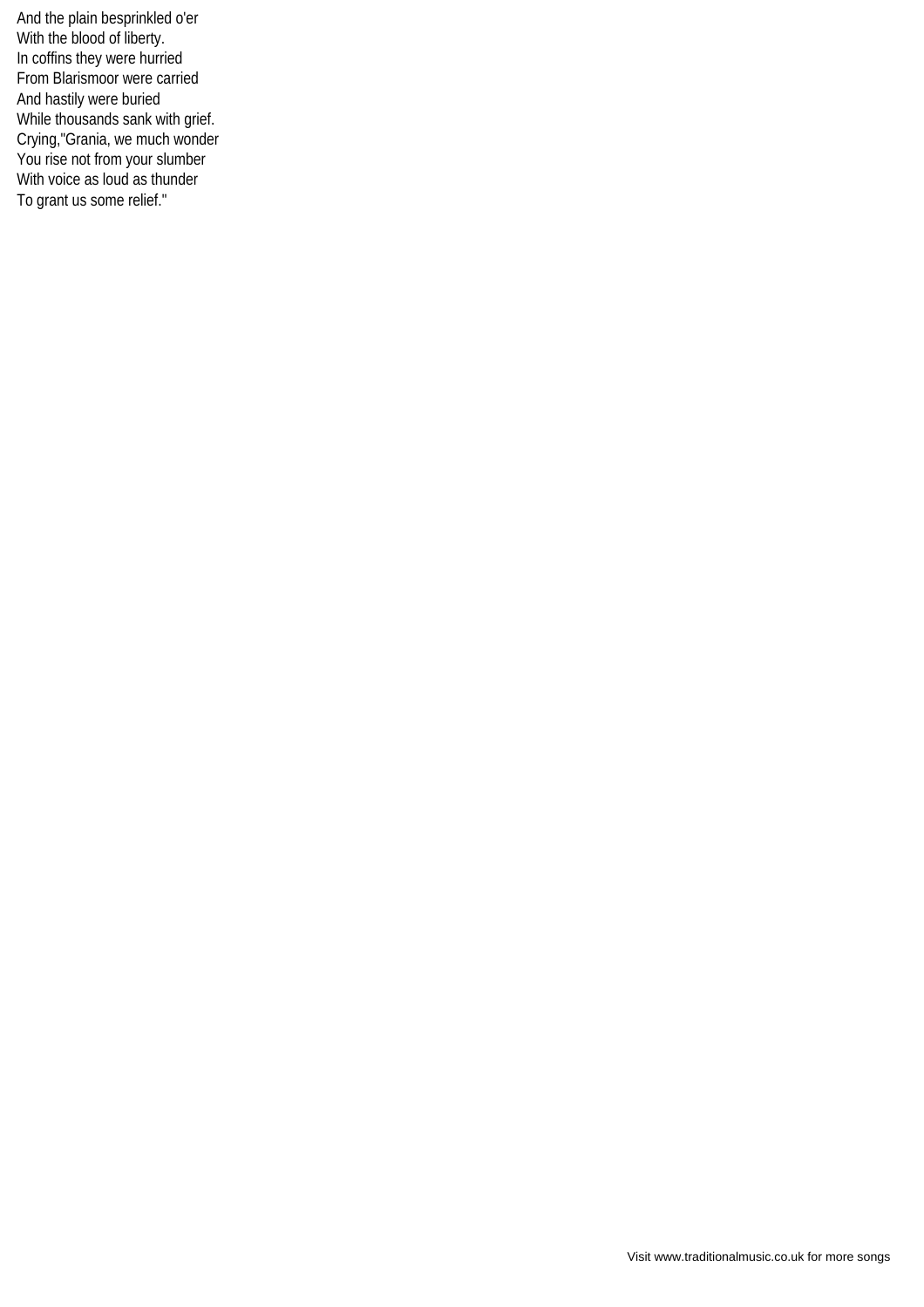And the plain besprinkled o'er
With the blood of liberty.
In coffins they were hurried
From Blarismoor were carried
And hastily were buried
While thousands sank with grief.
Crying,"Grania, we much wonder
You rise not from your slumber
With voice as loud as thunder
To grant us some relief."

Visit www.traditionalmusic.co.uk for more songs